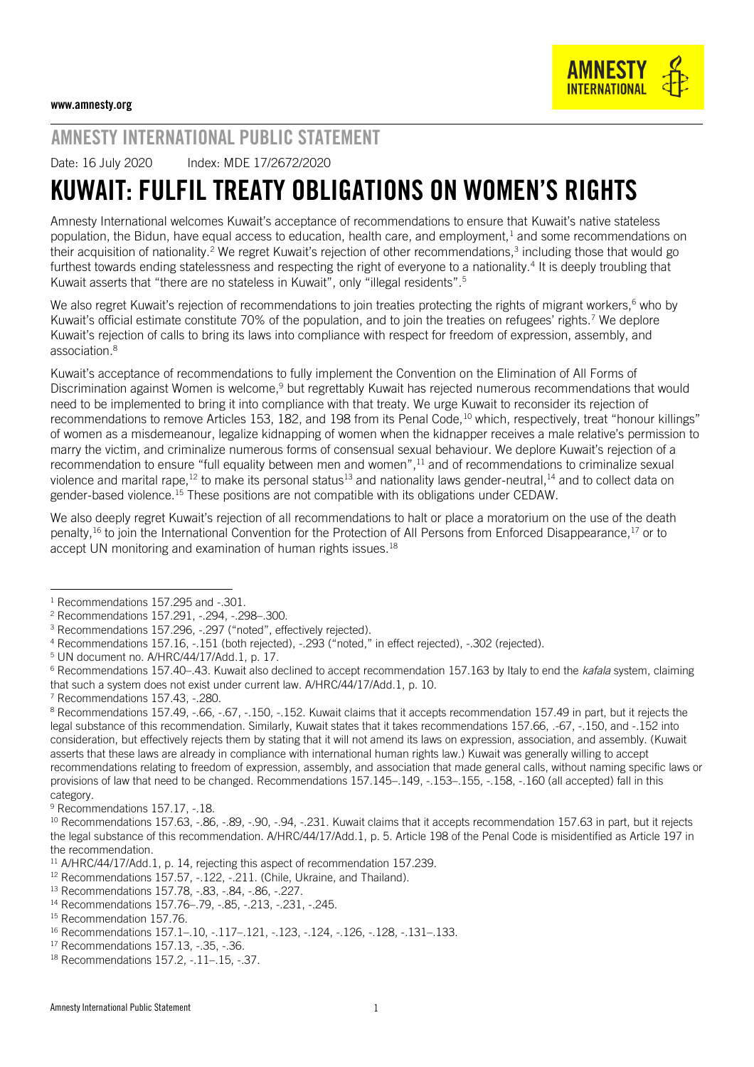www.amnesty.org

## AMNESTY INTERNATIONAL PUBLIC STATEMENT

Date: 16 July 2020 Index: MDE 17/2672/2020

# KUWAIT: FULFIL TREATY OBLIGATIONS ON WOMEN'S RIGHTS

Amnesty International welcomes Kuwait's acceptance of recommendations to ensure that Kuwait's native stateless population, the Bidun, have equal access to education, health care, and employment,[1] and some recommendations on their acquisition of nationality.[2] We regret Kuwait's rejection of other recommendations,[3] including those that would go furthest towards ending statelessness and respecting the right of everyone to a nationality.[4] It is deeply troubling that Kuwait asserts that "there are no stateless in Kuwait", only "illegal residents".[5]

We also regret Kuwait's rejection of recommendations to join treaties protecting the rights of migrant workers,[6] who by Kuwait's official estimate constitute 70% of the population, and to join the treaties on refugees' rights.[7] We deplore Kuwait's rejection of calls to bring its laws into compliance with respect for freedom of expression, assembly, and association.[8]

Kuwait's acceptance of recommendations to fully implement the Convention on the Elimination of All Forms of Discrimination against Women is welcome,[9] but regrettably Kuwait has rejected numerous recommendations that would need to be implemented to bring it into compliance with that treaty. We urge Kuwait to reconsider its rejection of recommendations to remove Articles 153, 182, and 198 from its Penal Code,[10] which, respectively, treat "honour killings" of women as a misdemeanour, legalize kidnapping of women when the kidnapper receives a male relative's permission to marry the victim, and criminalize numerous forms of consensual sexual behaviour. We deplore Kuwait's rejection of a recommendation to ensure "full equality between men and women",[11] and of recommendations to criminalize sexual violence and marital rape,[12] to make its personal status[13] and nationality laws gender-neutral,[14] and to collect data on gender-based violence.[15] These positions are not compatible with its obligations under CEDAW.

We also deeply regret Kuwait's rejection of all recommendations to halt or place a moratorium on the use of the death penalty,[16] to join the International Convention for the Protection of All Persons from Enforced Disappearance,[17] or to accept UN monitoring and examination of human rights issues.[18]

---

[1] Recommendations 157.295 and -.301.

[2] Recommendations 157.291, -.294, -.298–.300.

[3] Recommendations 157.296, -.297 ("noted", effectively rejected).

[4] Recommendations 157.16, -.151 (both rejected), -.293 ("noted," in effect rejected), -.302 (rejected).

[5] UN document no. A/HRC/44/17/Add.1, p. 17.

[6] Recommendations 157.40–.43. Kuwait also declined to accept recommendation 157.163 by Italy to end the *kafala* system, claiming that such a system does not exist under current law. A/HRC/44/17/Add.1, p. 10.

[7] Recommendations 157.43, -.280.

[8] Recommendations 157.49, -.66, -.67, -.150, -.152. Kuwait claims that it accepts recommendation 157.49 in part, but it rejects the legal substance of this recommendation. Similarly, Kuwait states that it takes recommendations 157.66, .-67, -.150, and -.152 into consideration, but effectively rejects them by stating that it will not amend its laws on expression, association, and assembly. (Kuwait asserts that these laws are already in compliance with international human rights law.) Kuwait was generally willing to accept recommendations relating to freedom of expression, assembly, and association that made general calls, without naming specific laws or provisions of law that need to be changed. Recommendations 157.145–.149, -.153–.155, -.158, -.160 (all accepted) fall in this category.

[9] Recommendations 157.17, -.18.

[10] Recommendations 157.63, -.86, -.89, -.90, -.94, -.231. Kuwait claims that it accepts recommendation 157.63 in part, but it rejects the legal substance of this recommendation. A/HRC/44/17/Add.1, p. 5. Article 198 of the Penal Code is misidentified as Article 197 in the recommendation.

[11] A/HRC/44/17/Add.1, p. 14, rejecting this aspect of recommendation 157.239.

[12] Recommendations 157.57, -.122, -.211. (Chile, Ukraine, and Thailand).

[13] Recommendations 157.78, -.83, -.84, -.86, -.227.

[14] Recommendations 157.76–.79, -.85, -.213, -.231, -.245.

[15] Recommendation 157.76.

[16] Recommendations 157.1–.10, -.117–.121, -.123, -.124, -.126, -.128, -.131–.133.

[17] Recommendations 157.13, -.35, -.36.

[18] Recommendations 157.2, -.11–.15, -.37.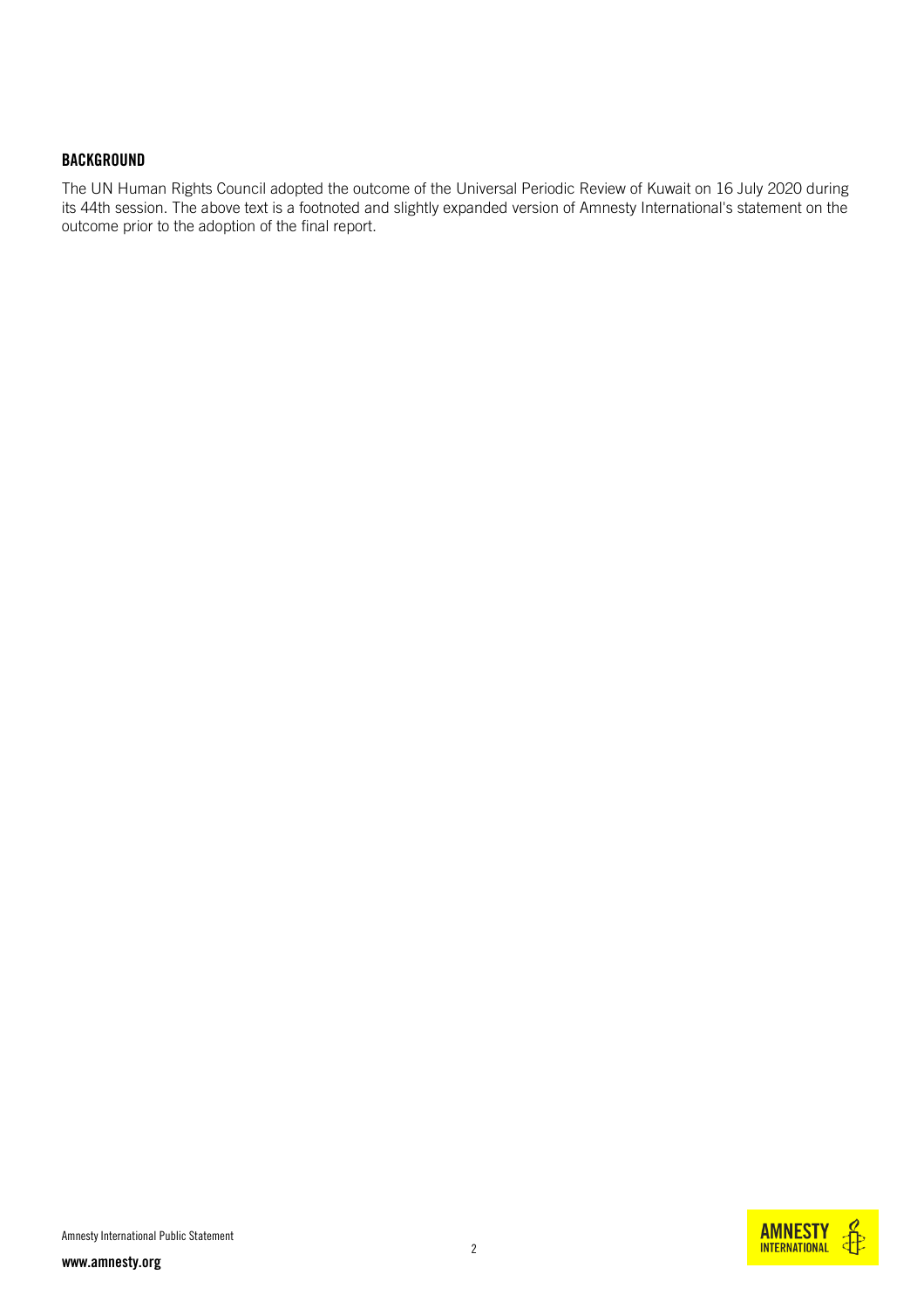## BACKGROUND

The UN Human Rights Council adopted the outcome of the Universal Periodic Review of Kuwait on 16 July 2020 during its 44th session. The above text is a footnoted and slightly expanded version of Amnesty International's statement on the outcome prior to the adoption of the final report.